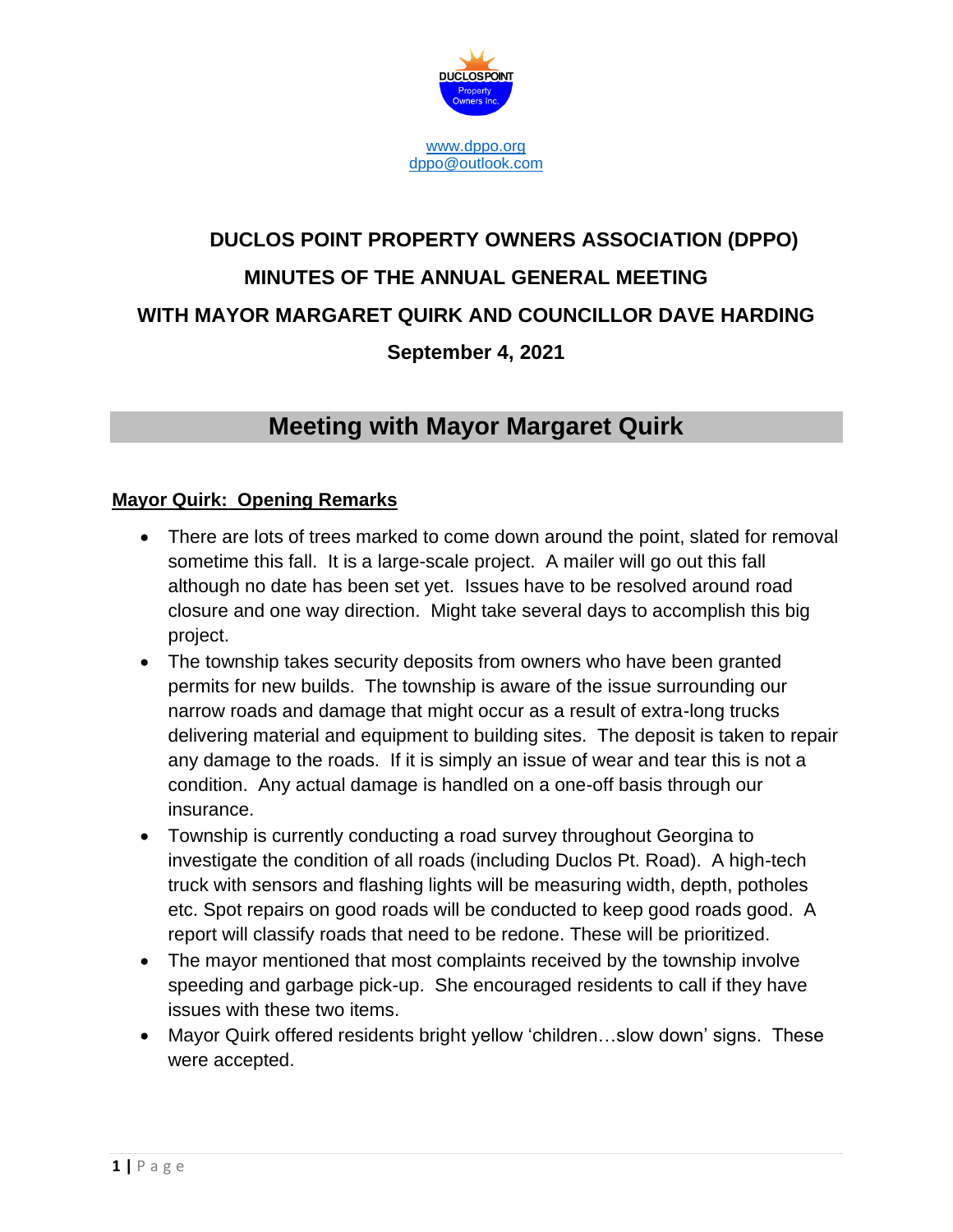www.dppo.org
dppo@outlook.com

# DUCLOS POINT PROPERTY OWNERS ASSOCIATION (DPPO)

## MINUTES OF THE ANNUAL GENERAL MEETING

## WITH MAYOR MARGARET QUIRK AND COUNCILLOR DAVE HARDING

**September 4, 2021**

## Meeting with Mayor Margaret Quirk

### Mayor Quirk: Opening Remarks

- There are lots of trees marked to come down around the point, slated for removal sometime this fall. It is a large-scale project. A mailer will go out this fall although no date has been set yet. Issues have to be resolved around road closure and one way direction. Might take several days to accomplish this big project.
- The township takes security deposits from owners who have been granted permits for new builds. The township is aware of the issue surrounding our narrow roads and damage that might occur as a result of extra-long trucks delivering material and equipment to building sites. The deposit is taken to repair any damage to the roads. If it is simply an issue of wear and tear this is not a condition. Any actual damage is handled on a one-off basis through our insurance.
- Township is currently conducting a road survey throughout Georgina to investigate the condition of all roads (including Duclos Pt. Road). A high-tech truck with sensors and flashing lights will be measuring width, depth, potholes etc. Spot repairs on good roads will be conducted to keep good roads good. A report will classify roads that need to be redone. These will be prioritized.
- The mayor mentioned that most complaints received by the township involve speeding and garbage pick-up. She encouraged residents to call if they have issues with these two items.
- Mayor Quirk offered residents bright yellow 'children…slow down' signs. These were accepted.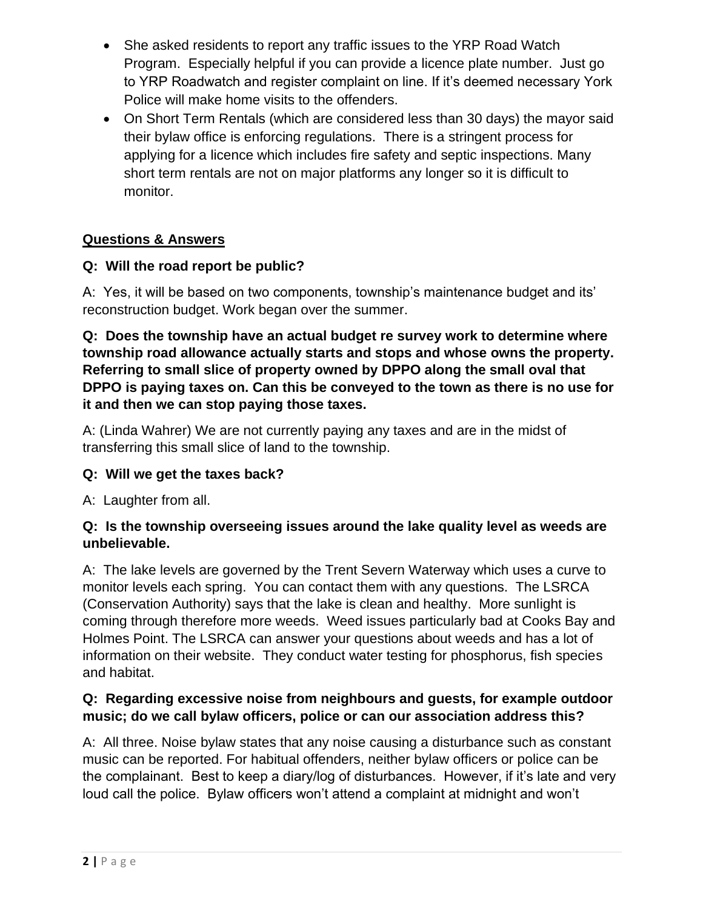- She asked residents to report any traffic issues to the YRP Road Watch Program. Especially helpful if you can provide a licence plate number. Just go to YRP Roadwatch and register complaint on line. If it's deemed necessary York Police will make home visits to the offenders.
- On Short Term Rentals (which are considered less than 30 days) the mayor said their bylaw office is enforcing regulations. There is a stringent process for applying for a licence which includes fire safety and septic inspections. Many short term rentals are not on major platforms any longer so it is difficult to monitor.

## Questions & Answers

**Q: Will the road report be public?**

A: Yes, it will be based on two components, township's maintenance budget and its' reconstruction budget. Work began over the summer.

**Q: Does the township have an actual budget re survey work to determine where township road allowance actually starts and stops and whose owns the property. Referring to small slice of property owned by DPPO along the small oval that DPPO is paying taxes on. Can this be conveyed to the town as there is no use for it and then we can stop paying those taxes.**

A: (Linda Wahrer) We are not currently paying any taxes and are in the midst of transferring this small slice of land to the township.

**Q: Will we get the taxes back?**

A: Laughter from all.

**Q: Is the township overseeing issues around the lake quality level as weeds are unbelievable.**

A: The lake levels are governed by the Trent Severn Waterway which uses a curve to monitor levels each spring. You can contact them with any questions. The LSRCA (Conservation Authority) says that the lake is clean and healthy. More sunlight is coming through therefore more weeds. Weed issues particularly bad at Cooks Bay and Holmes Point. The LSRCA can answer your questions about weeds and has a lot of information on their website. They conduct water testing for phosphorus, fish species and habitat.

**Q: Regarding excessive noise from neighbours and guests, for example outdoor music; do we call bylaw officers, police or can our association address this?**

A: All three. Noise bylaw states that any noise causing a disturbance such as constant music can be reported. For habitual offenders, neither bylaw officers or police can be the complainant. Best to keep a diary/log of disturbances. However, if it's late and very loud call the police. Bylaw officers won't attend a complaint at midnight and won't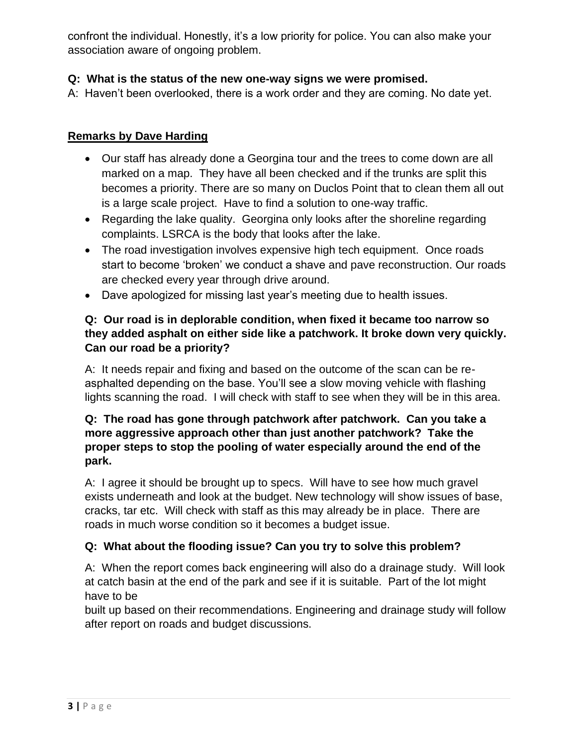confront the individual. Honestly, it's a low priority for police. You can also make your association aware of ongoing problem.

**Q: What is the status of the new one-way signs we were promised.**

A: Haven't been overlooked, there is a work order and they are coming. No date yet.

**Remarks by Dave Harding**

- Our staff has already done a Georgina tour and the trees to come down are all marked on a map. They have all been checked and if the trunks are split this becomes a priority. There are so many on Duclos Point that to clean them all out is a large scale project. Have to find a solution to one-way traffic.
- Regarding the lake quality. Georgina only looks after the shoreline regarding complaints. LSRCA is the body that looks after the lake.
- The road investigation involves expensive high tech equipment. Once roads start to become 'broken' we conduct a shave and pave reconstruction. Our roads are checked every year through drive around.
- Dave apologized for missing last year's meeting due to health issues.

**Q: Our road is in deplorable condition, when fixed it became too narrow so they added asphalt on either side like a patchwork. It broke down very quickly. Can our road be a priority?**

A: It needs repair and fixing and based on the outcome of the scan can be re-asphalted depending on the base. You'll see a slow moving vehicle with flashing lights scanning the road. I will check with staff to see when they will be in this area.

**Q: The road has gone through patchwork after patchwork. Can you take a more aggressive approach other than just another patchwork? Take the proper steps to stop the pooling of water especially around the end of the park.**

A: I agree it should be brought up to specs. Will have to see how much gravel exists underneath and look at the budget. New technology will show issues of base, cracks, tar etc. Will check with staff as this may already be in place. There are roads in much worse condition so it becomes a budget issue.

**Q: What about the flooding issue? Can you try to solve this problem?**

A: When the report comes back engineering will also do a drainage study. Will look at catch basin at the end of the park and see if it is suitable. Part of the lot might have to be built up based on their recommendations. Engineering and drainage study will follow after report on roads and budget discussions.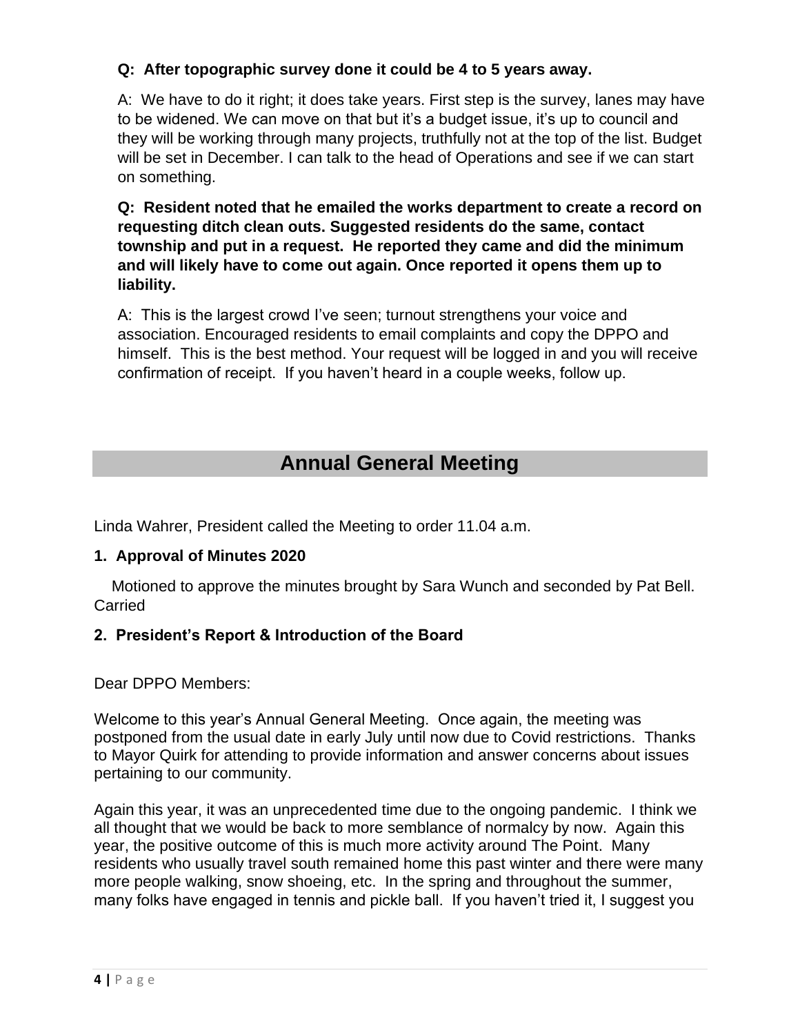**Q: After topographic survey done it could be 4 to 5 years away.**

A: We have to do it right; it does take years. First step is the survey, lanes may have to be widened. We can move on that but it's a budget issue, it's up to council and they will be working through many projects, truthfully not at the top of the list. Budget will be set in December. I can talk to the head of Operations and see if we can start on something.

**Q: Resident noted that he emailed the works department to create a record on requesting ditch clean outs. Suggested residents do the same, contact township and put in a request. He reported they came and did the minimum and will likely have to come out again. Once reported it opens them up to liability.**

A: This is the largest crowd I've seen; turnout strengthens your voice and association. Encouraged residents to email complaints and copy the DPPO and himself. This is the best method. Your request will be logged in and you will receive confirmation of receipt. If you haven't heard in a couple weeks, follow up.

## Annual General Meeting

Linda Wahrer, President called the Meeting to order 11.04 a.m.

**1. Approval of Minutes 2020**

Motioned to approve the minutes brought by Sara Wunch and seconded by Pat Bell. Carried

**2. President's Report & Introduction of the Board**

Dear DPPO Members:

Welcome to this year's Annual General Meeting. Once again, the meeting was postponed from the usual date in early July until now due to Covid restrictions. Thanks to Mayor Quirk for attending to provide information and answer concerns about issues pertaining to our community.

Again this year, it was an unprecedented time due to the ongoing pandemic. I think we all thought that we would be back to more semblance of normalcy by now. Again this year, the positive outcome of this is much more activity around The Point. Many residents who usually travel south remained home this past winter and there were many more people walking, snow shoeing, etc. In the spring and throughout the summer, many folks have engaged in tennis and pickle ball. If you haven't tried it, I suggest you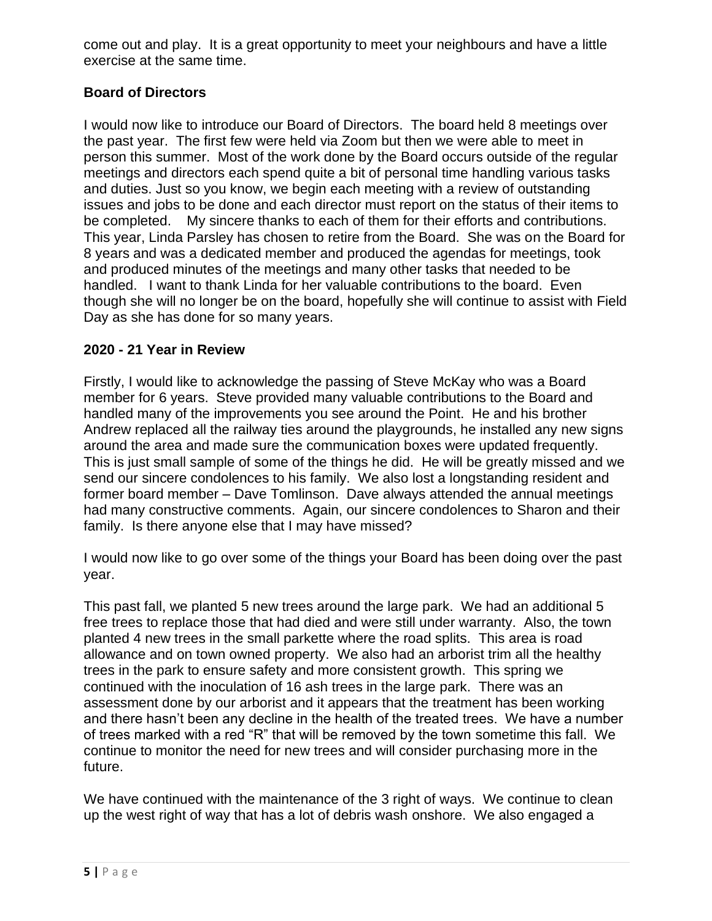come out and play. It is a great opportunity to meet your neighbours and have a little exercise at the same time.

## Board of Directors

I would now like to introduce our Board of Directors. The board held 8 meetings over the past year. The first few were held via Zoom but then we were able to meet in person this summer. Most of the work done by the Board occurs outside of the regular meetings and directors each spend quite a bit of personal time handling various tasks and duties. Just so you know, we begin each meeting with a review of outstanding issues and jobs to be done and each director must report on the status of their items to be completed. My sincere thanks to each of them for their efforts and contributions. This year, Linda Parsley has chosen to retire from the Board. She was on the Board for 8 years and was a dedicated member and produced the agendas for meetings, took and produced minutes of the meetings and many other tasks that needed to be handled. I want to thank Linda for her valuable contributions to the board. Even though she will no longer be on the board, hopefully she will continue to assist with Field Day as she has done for so many years.

## 2020 - 21 Year in Review

Firstly, I would like to acknowledge the passing of Steve McKay who was a Board member for 6 years. Steve provided many valuable contributions to the Board and handled many of the improvements you see around the Point. He and his brother Andrew replaced all the railway ties around the playgrounds, he installed any new signs around the area and made sure the communication boxes were updated frequently. This is just small sample of some of the things he did. He will be greatly missed and we send our sincere condolences to his family. We also lost a longstanding resident and former board member – Dave Tomlinson. Dave always attended the annual meetings had many constructive comments. Again, our sincere condolences to Sharon and their family. Is there anyone else that I may have missed?

I would now like to go over some of the things your Board has been doing over the past year.

This past fall, we planted 5 new trees around the large park. We had an additional 5 free trees to replace those that had died and were still under warranty. Also, the town planted 4 new trees in the small parkette where the road splits. This area is road allowance and on town owned property. We also had an arborist trim all the healthy trees in the park to ensure safety and more consistent growth. This spring we continued with the inoculation of 16 ash trees in the large park. There was an assessment done by our arborist and it appears that the treatment has been working and there hasn't been any decline in the health of the treated trees. We have a number of trees marked with a red "R" that will be removed by the town sometime this fall. We continue to monitor the need for new trees and will consider purchasing more in the future.

We have continued with the maintenance of the 3 right of ways. We continue to clean up the west right of way that has a lot of debris wash onshore. We also engaged a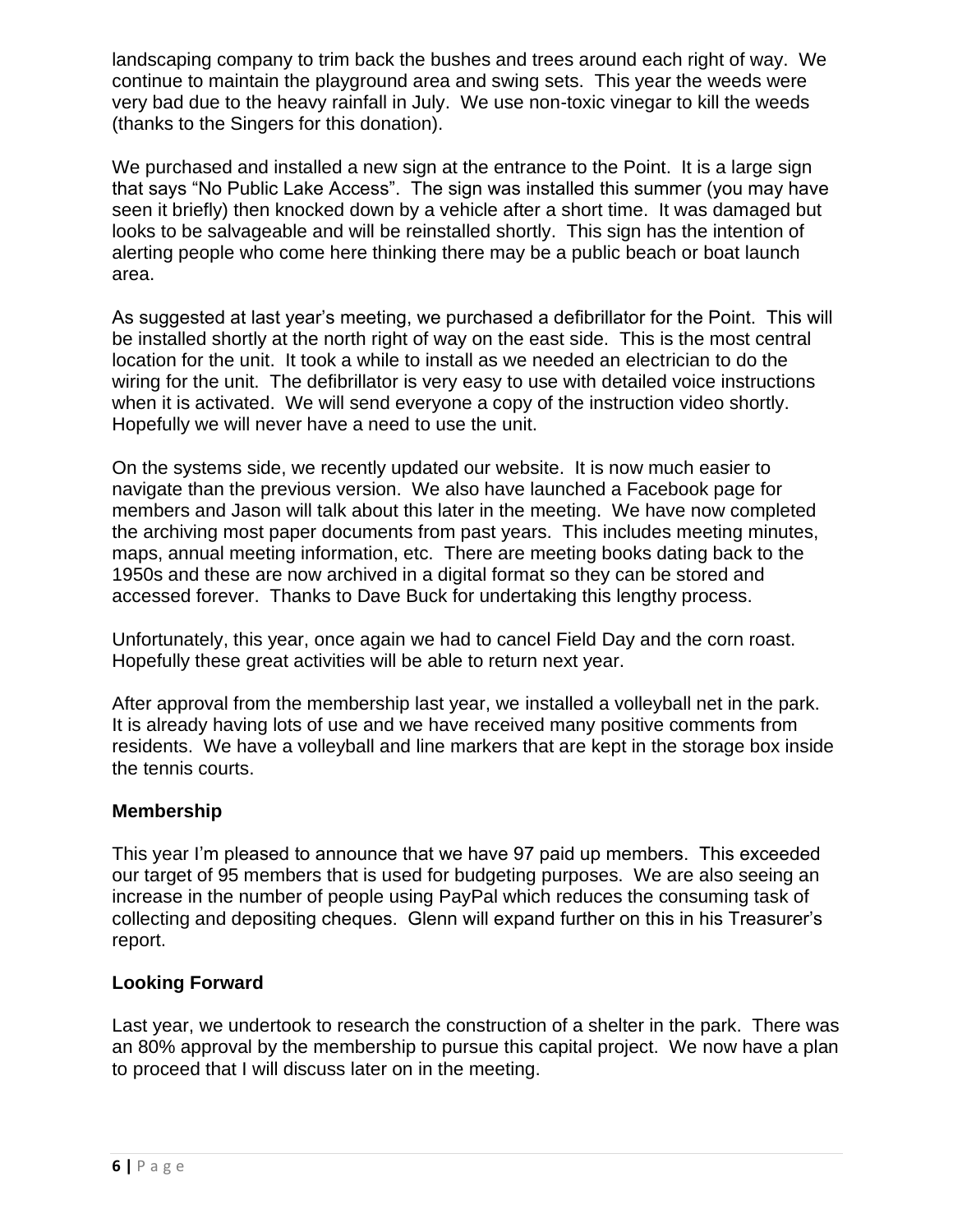landscaping company to trim back the bushes and trees around each right of way. We continue to maintain the playground area and swing sets. This year the weeds were very bad due to the heavy rainfall in July. We use non-toxic vinegar to kill the weeds (thanks to the Singers for this donation).

We purchased and installed a new sign at the entrance to the Point. It is a large sign that says "No Public Lake Access". The sign was installed this summer (you may have seen it briefly) then knocked down by a vehicle after a short time. It was damaged but looks to be salvageable and will be reinstalled shortly. This sign has the intention of alerting people who come here thinking there may be a public beach or boat launch area.

As suggested at last year's meeting, we purchased a defibrillator for the Point. This will be installed shortly at the north right of way on the east side. This is the most central location for the unit. It took a while to install as we needed an electrician to do the wiring for the unit. The defibrillator is very easy to use with detailed voice instructions when it is activated. We will send everyone a copy of the instruction video shortly. Hopefully we will never have a need to use the unit.

On the systems side, we recently updated our website. It is now much easier to navigate than the previous version. We also have launched a Facebook page for members and Jason will talk about this later in the meeting. We have now completed the archiving most paper documents from past years. This includes meeting minutes, maps, annual meeting information, etc. There are meeting books dating back to the 1950s and these are now archived in a digital format so they can be stored and accessed forever. Thanks to Dave Buck for undertaking this lengthy process.

Unfortunately, this year, once again we had to cancel Field Day and the corn roast. Hopefully these great activities will be able to return next year.

After approval from the membership last year, we installed a volleyball net in the park. It is already having lots of use and we have received many positive comments from residents. We have a volleyball and line markers that are kept in the storage box inside the tennis courts.

### Membership

This year I'm pleased to announce that we have 97 paid up members. This exceeded our target of 95 members that is used for budgeting purposes. We are also seeing an increase in the number of people using PayPal which reduces the consuming task of collecting and depositing cheques. Glenn will expand further on this in his Treasurer's report.

### Looking Forward

Last year, we undertook to research the construction of a shelter in the park. There was an 80% approval by the membership to pursue this capital project. We now have a plan to proceed that I will discuss later on in the meeting.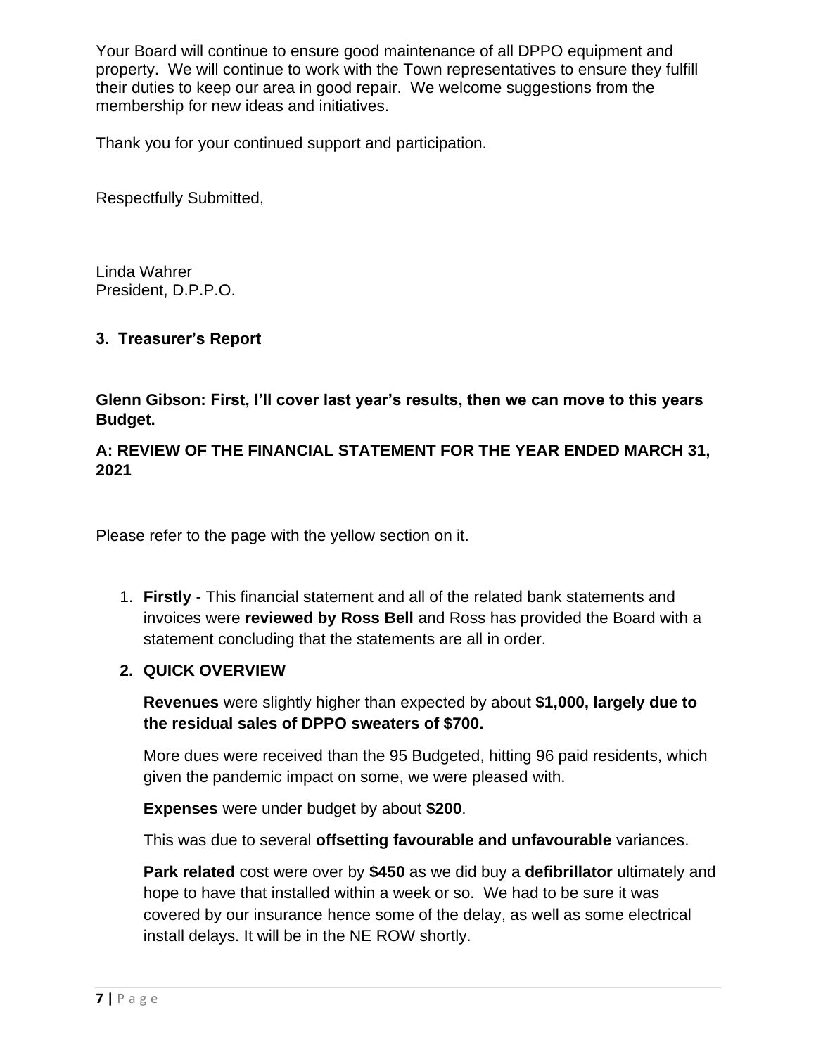Your Board will continue to ensure good maintenance of all DPPO equipment and property. We will continue to work with the Town representatives to ensure they fulfill their duties to keep our area in good repair. We welcome suggestions from the membership for new ideas and initiatives.

Thank you for your continued support and participation.

Respectfully Submitted,

Linda Wahrer
President, D.P.P.O.

### 3. Treasurer's Report

**Glenn Gibson: First, I'll cover last year's results, then we can move to this years Budget.**

**A: REVIEW OF THE FINANCIAL STATEMENT FOR THE YEAR ENDED MARCH 31, 2021**

Please refer to the page with the yellow section on it.

1. **Firstly** - This financial statement and all of the related bank statements and invoices were **reviewed by Ross Bell** and Ross has provided the Board with a statement concluding that the statements are all in order.

2. **QUICK OVERVIEW**

   **Revenues** were slightly higher than expected by about **$1,000, largely due to the residual sales of DPPO sweaters of $700.**

   More dues were received than the 95 Budgeted, hitting 96 paid residents, which given the pandemic impact on some, we were pleased with.

   **Expenses** were under budget by about **$200**.

   This was due to several **offsetting favourable and unfavourable** variances.

   **Park related** cost were over by **$450** as we did buy a **defibrillator** ultimately and hope to have that installed within a week or so. We had to be sure it was covered by our insurance hence some of the delay, as well as some electrical install delays. It will be in the NE ROW shortly.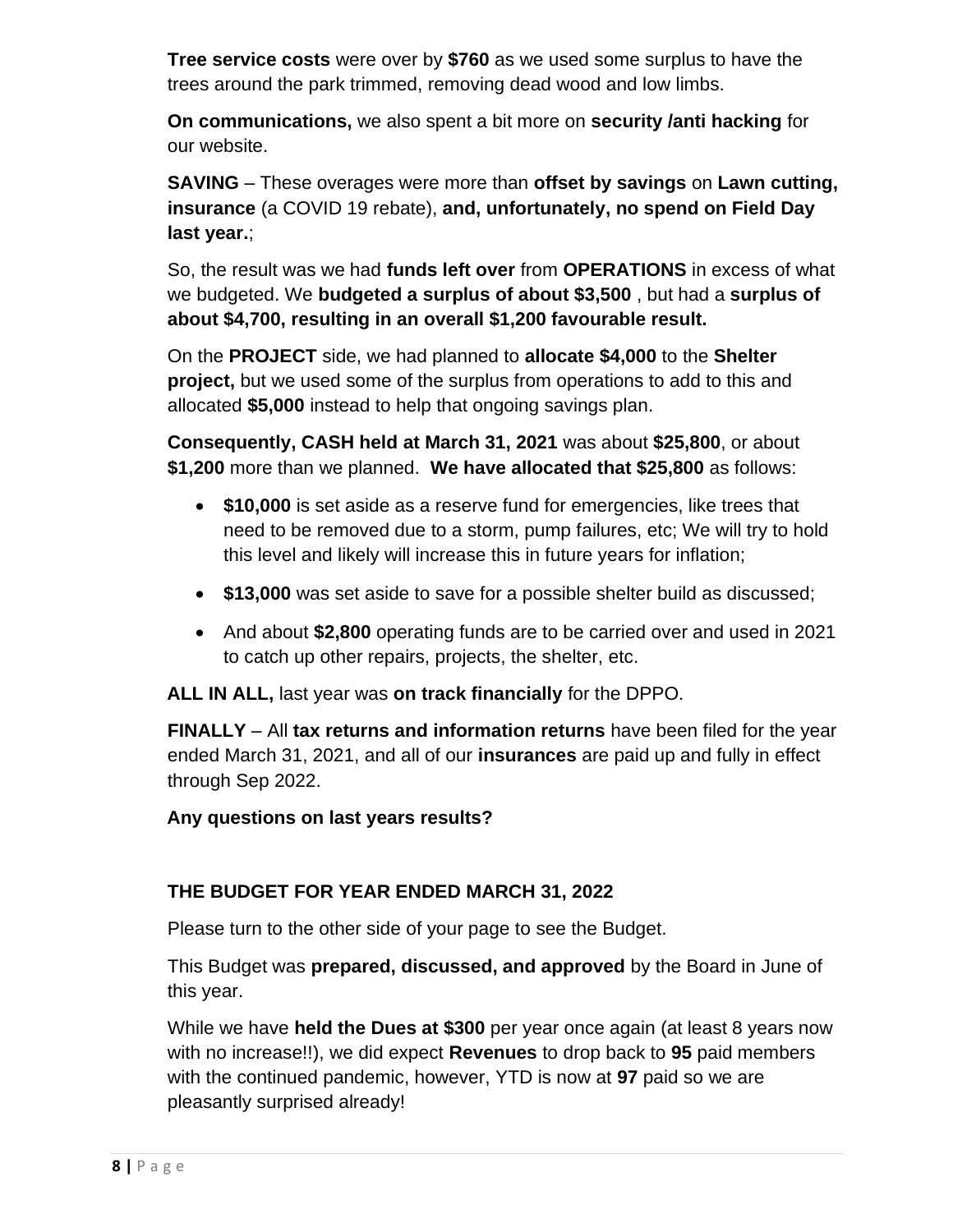**Tree service costs** were over by **$760** as we used some surplus to have the trees around the park trimmed, removing dead wood and low limbs.

**On communications,** we also spent a bit more on **security /anti hacking** for our website.

**SAVING** – These overages were more than **offset by savings** on **Lawn cutting, insurance** (a COVID 19 rebate), **and, unfortunately, no spend on Field Day last year.**;

So, the result was we had **funds left over** from **OPERATIONS** in excess of what we budgeted. We **budgeted a surplus of about $3,500** , but had a **surplus of about $4,700, resulting in an overall $1,200 favourable result.**

On the **PROJECT** side, we had planned to **allocate $4,000** to the **Shelter project,** but we used some of the surplus from operations to add to this and allocated **$5,000** instead to help that ongoing savings plan.

**Consequently, CASH held at March 31, 2021** was about **$25,800**, or about **$1,200** more than we planned. **We have allocated that $25,800** as follows:

- **$10,000** is set aside as a reserve fund for emergencies, like trees that need to be removed due to a storm, pump failures, etc; We will try to hold this level and likely will increase this in future years for inflation;
- **$13,000** was set aside to save for a possible shelter build as discussed;
- And about **$2,800** operating funds are to be carried over and used in 2021 to catch up other repairs, projects, the shelter, etc.

**ALL IN ALL,** last year was **on track financially** for the DPPO.

**FINALLY** – All **tax returns and information returns** have been filed for the year ended March 31, 2021, and all of our **insurances** are paid up and fully in effect through Sep 2022.

**Any questions on last years results?**

## THE BUDGET FOR YEAR ENDED MARCH 31, 2022

Please turn to the other side of your page to see the Budget.

This Budget was **prepared, discussed, and approved** by the Board in June of this year.

While we have **held the Dues at $300** per year once again (at least 8 years now with no increase!!), we did expect **Revenues** to drop back to **95** paid members with the continued pandemic, however, YTD is now at **97** paid so we are pleasantly surprised already!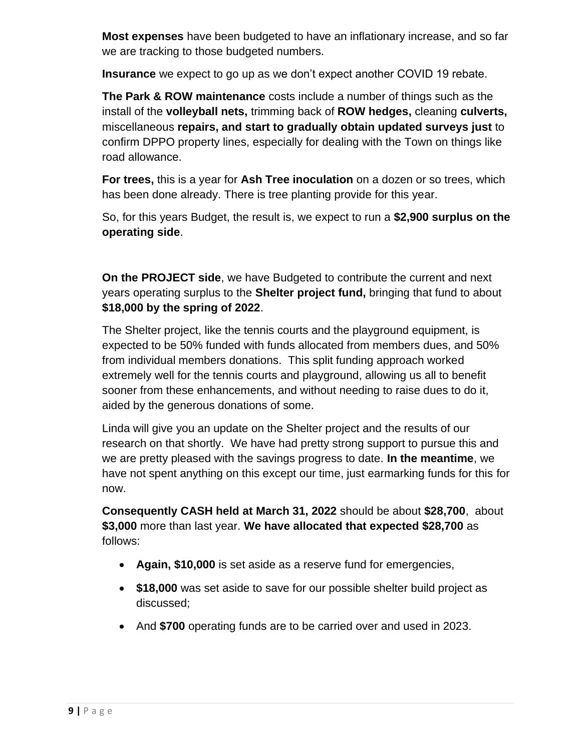**Most expenses** have been budgeted to have an inflationary increase, and so far we are tracking to those budgeted numbers.

**Insurance** we expect to go up as we don't expect another COVID 19 rebate.

**The Park & ROW maintenance** costs include a number of things such as the install of the **volleyball nets,** trimming back of **ROW hedges,** cleaning **culverts,** miscellaneous **repairs, and start to gradually obtain updated surveys just** to confirm DPPO property lines, especially for dealing with the Town on things like road allowance.

**For trees,** this is a year for **Ash Tree inoculation** on a dozen or so trees, which has been done already. There is tree planting provide for this year.

So, for this years Budget, the result is, we expect to run a **$2,900 surplus on the operating side**.

**On the PROJECT side**, we have Budgeted to contribute the current and next years operating surplus to the **Shelter project fund,** bringing that fund to about **$18,000 by the spring of 2022**.

The Shelter project, like the tennis courts and the playground equipment, is expected to be 50% funded with funds allocated from members dues, and 50% from individual members donations. This split funding approach worked extremely well for the tennis courts and playground, allowing us all to benefit sooner from these enhancements, and without needing to raise dues to do it, aided by the generous donations of some.

Linda will give you an update on the Shelter project and the results of our research on that shortly. We have had pretty strong support to pursue this and we are pretty pleased with the savings progress to date. **In the meantime**, we have not spent anything on this except our time, just earmarking funds for this for now.

**Consequently CASH held at March 31, 2022** should be about **$28,700**, about **$3,000** more than last year. **We have allocated that expected $28,700** as follows:

- **Again, $10,000** is set aside as a reserve fund for emergencies,
- **$18,000** was set aside to save for our possible shelter build project as discussed;
- And **$700** operating funds are to be carried over and used in 2023.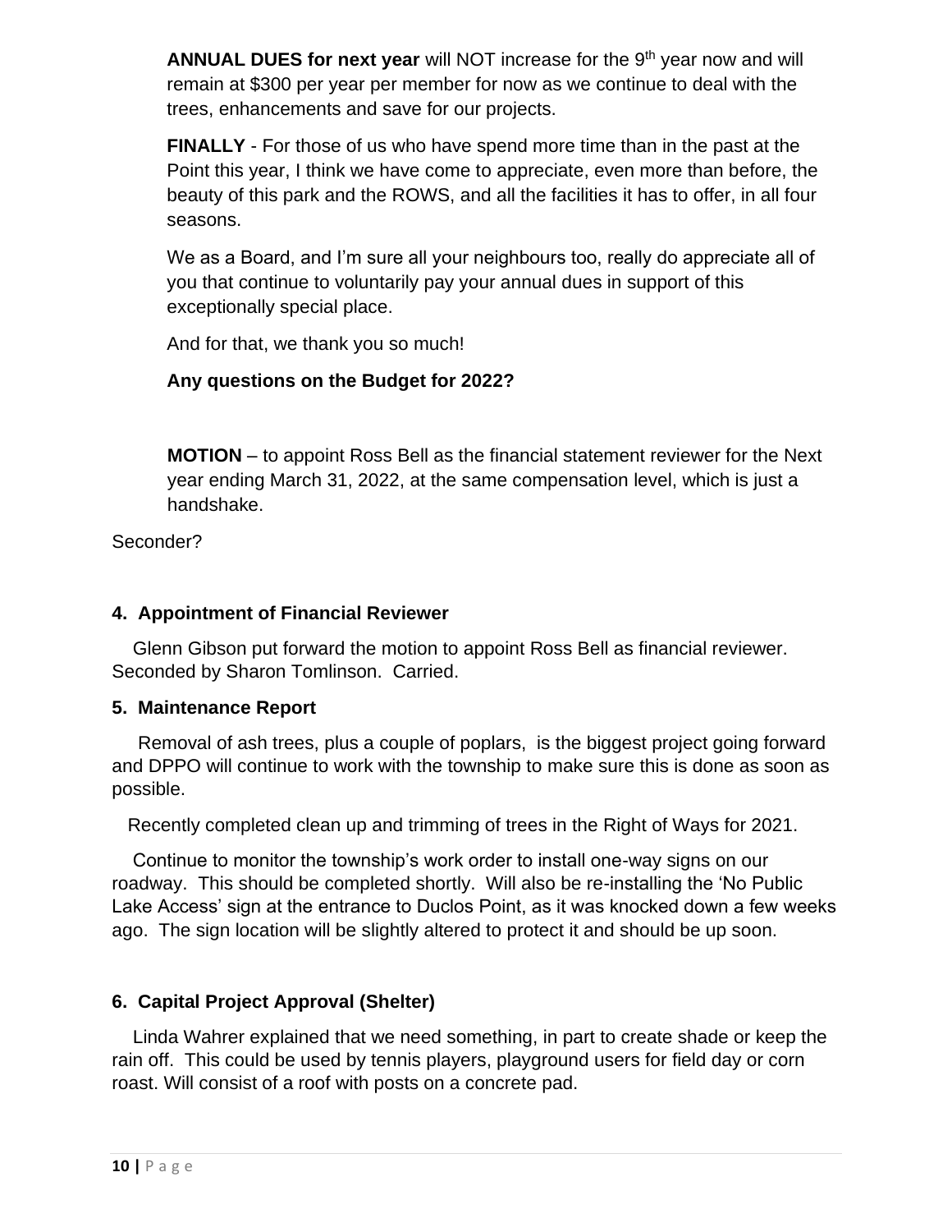**ANNUAL DUES for next year** will NOT increase for the 9th year now and will remain at $300 per year per member for now as we continue to deal with the trees, enhancements and save for our projects.

**FINALLY** - For those of us who have spend more time than in the past at the Point this year, I think we have come to appreciate, even more than before, the beauty of this park and the ROWS, and all the facilities it has to offer, in all four seasons.

We as a Board, and I'm sure all your neighbours too, really do appreciate all of you that continue to voluntarily pay your annual dues in support of this exceptionally special place.

And for that, we thank you so much!

**Any questions on the Budget for 2022?**

**MOTION** – to appoint Ross Bell as the financial statement reviewer for the Next year ending March 31, 2022, at the same compensation level, which is just a handshake.

Seconder?

**4. Appointment of Financial Reviewer**

Glenn Gibson put forward the motion to appoint Ross Bell as financial reviewer. Seconded by Sharon Tomlinson. Carried.

**5. Maintenance Report**

Removal of ash trees, plus a couple of poplars, is the biggest project going forward and DPPO will continue to work with the township to make sure this is done as soon as possible.

Recently completed clean up and trimming of trees in the Right of Ways for 2021.

Continue to monitor the township's work order to install one-way signs on our roadway. This should be completed shortly. Will also be re-installing the 'No Public Lake Access' sign at the entrance to Duclos Point, as it was knocked down a few weeks ago. The sign location will be slightly altered to protect it and should be up soon.

**6. Capital Project Approval (Shelter)**

Linda Wahrer explained that we need something, in part to create shade or keep the rain off. This could be used by tennis players, playground users for field day or corn roast. Will consist of a roof with posts on a concrete pad.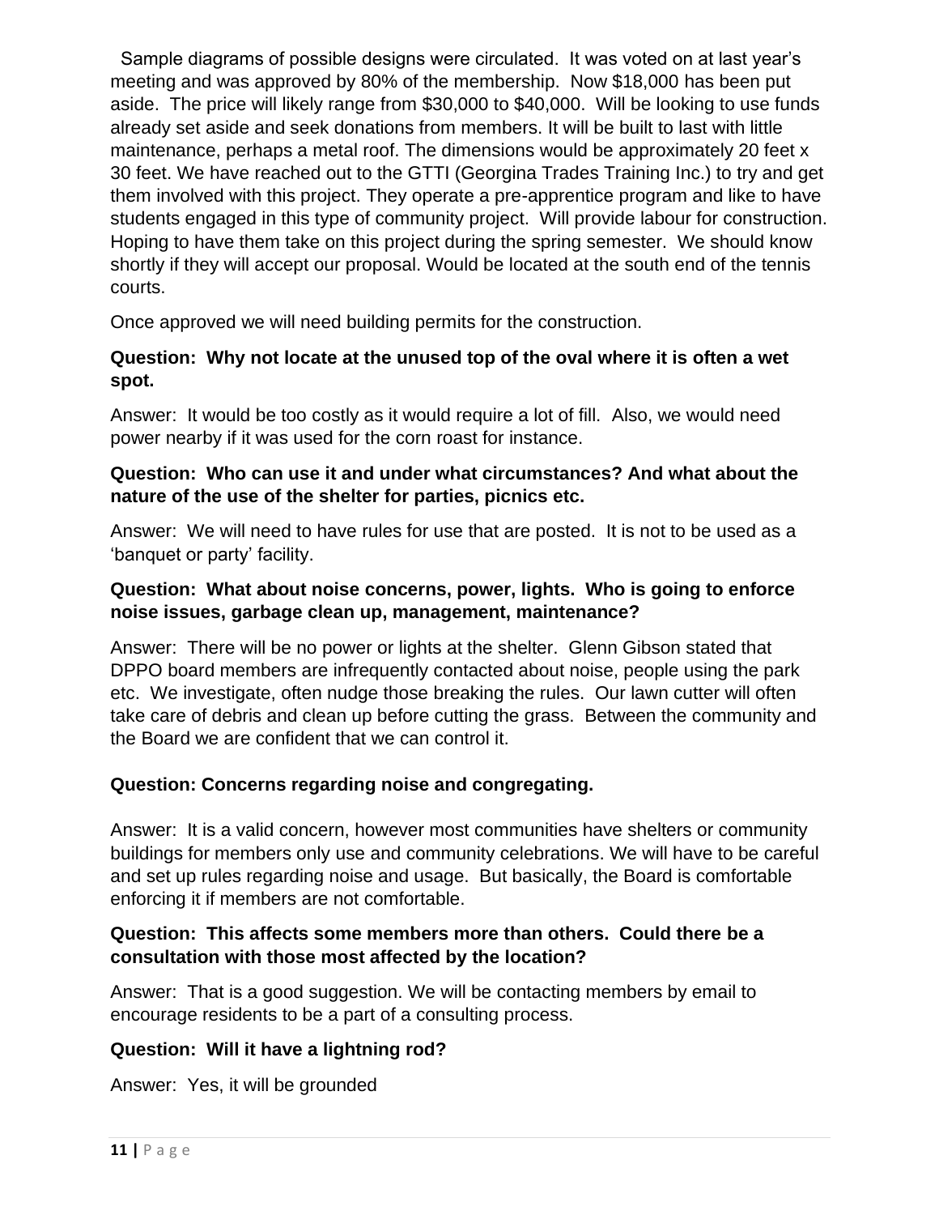Sample diagrams of possible designs were circulated. It was voted on at last year's meeting and was approved by 80% of the membership. Now $18,000 has been put aside. The price will likely range from $30,000 to $40,000. Will be looking to use funds already set aside and seek donations from members. It will be built to last with little maintenance, perhaps a metal roof. The dimensions would be approximately 20 feet x 30 feet. We have reached out to the GTTI (Georgina Trades Training Inc.) to try and get them involved with this project. They operate a pre-apprentice program and like to have students engaged in this type of community project. Will provide labour for construction. Hoping to have them take on this project during the spring semester. We should know shortly if they will accept our proposal. Would be located at the south end of the tennis courts.

Once approved we will need building permits for the construction.

**Question: Why not locate at the unused top of the oval where it is often a wet spot.**

Answer: It would be too costly as it would require a lot of fill. Also, we would need power nearby if it was used for the corn roast for instance.

**Question: Who can use it and under what circumstances? And what about the nature of the use of the shelter for parties, picnics etc.**

Answer: We will need to have rules for use that are posted. It is not to be used as a 'banquet or party' facility.

**Question: What about noise concerns, power, lights. Who is going to enforce noise issues, garbage clean up, management, maintenance?**

Answer: There will be no power or lights at the shelter. Glenn Gibson stated that DPPO board members are infrequently contacted about noise, people using the park etc. We investigate, often nudge those breaking the rules. Our lawn cutter will often take care of debris and clean up before cutting the grass. Between the community and the Board we are confident that we can control it.

**Question: Concerns regarding noise and congregating.**

Answer: It is a valid concern, however most communities have shelters or community buildings for members only use and community celebrations. We will have to be careful and set up rules regarding noise and usage. But basically, the Board is comfortable enforcing it if members are not comfortable.

**Question: This affects some members more than others. Could there be a consultation with those most affected by the location?**

Answer: That is a good suggestion. We will be contacting members by email to encourage residents to be a part of a consulting process.

**Question: Will it have a lightning rod?**

Answer: Yes, it will be grounded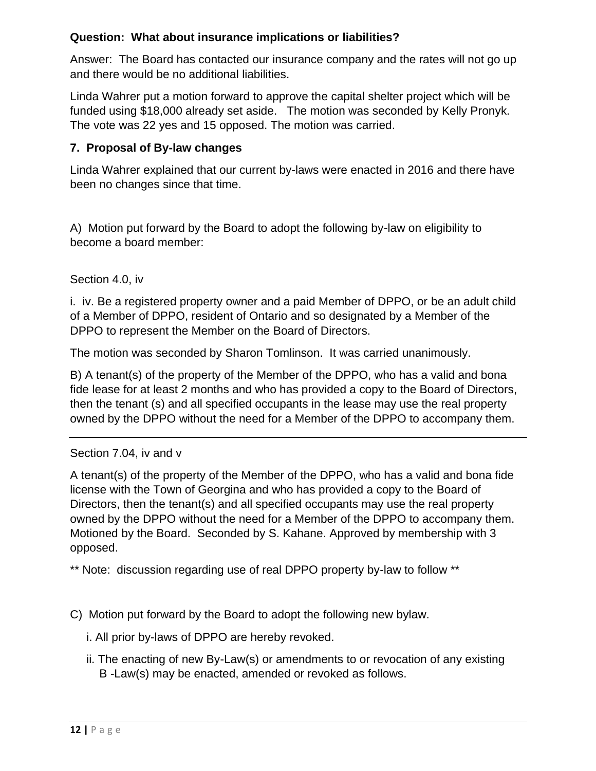**Question: What about insurance implications or liabilities?**

Answer: The Board has contacted our insurance company and the rates will not go up and there would be no additional liabilities.

Linda Wahrer put a motion forward to approve the capital shelter project which will be funded using $18,000 already set aside. The motion was seconded by Kelly Pronyk. The vote was 22 yes and 15 opposed. The motion was carried.

### 7. Proposal of By-law changes

Linda Wahrer explained that our current by-laws were enacted in 2016 and there have been no changes since that time.

A) Motion put forward by the Board to adopt the following by-law on eligibility to become a board member:

Section 4.0, iv

i. iv. Be a registered property owner and a paid Member of DPPO, or be an adult child of a Member of DPPO, resident of Ontario and so designated by a Member of the DPPO to represent the Member on the Board of Directors.

The motion was seconded by Sharon Tomlinson. It was carried unanimously.

B) A tenant(s) of the property of the Member of the DPPO, who has a valid and bona fide lease for at least 2 months and who has provided a copy to the Board of Directors, then the tenant (s) and all specified occupants in the lease may use the real property owned by the DPPO without the need for a Member of the DPPO to accompany them.

---

Section 7.04, iv and v

A tenant(s) of the property of the Member of the DPPO, who has a valid and bona fide license with the Town of Georgina and who has provided a copy to the Board of Directors, then the tenant(s) and all specified occupants may use the real property owned by the DPPO without the need for a Member of the DPPO to accompany them. Motioned by the Board. Seconded by S. Kahane. Approved by membership with 3 opposed.

** Note: discussion regarding use of real DPPO property by-law to follow **

C) Motion put forward by the Board to adopt the following new bylaw.

i. All prior by-laws of DPPO are hereby revoked.

ii. The enacting of new By-Law(s) or amendments to or revocation of any existing B -Law(s) may be enacted, amended or revoked as follows.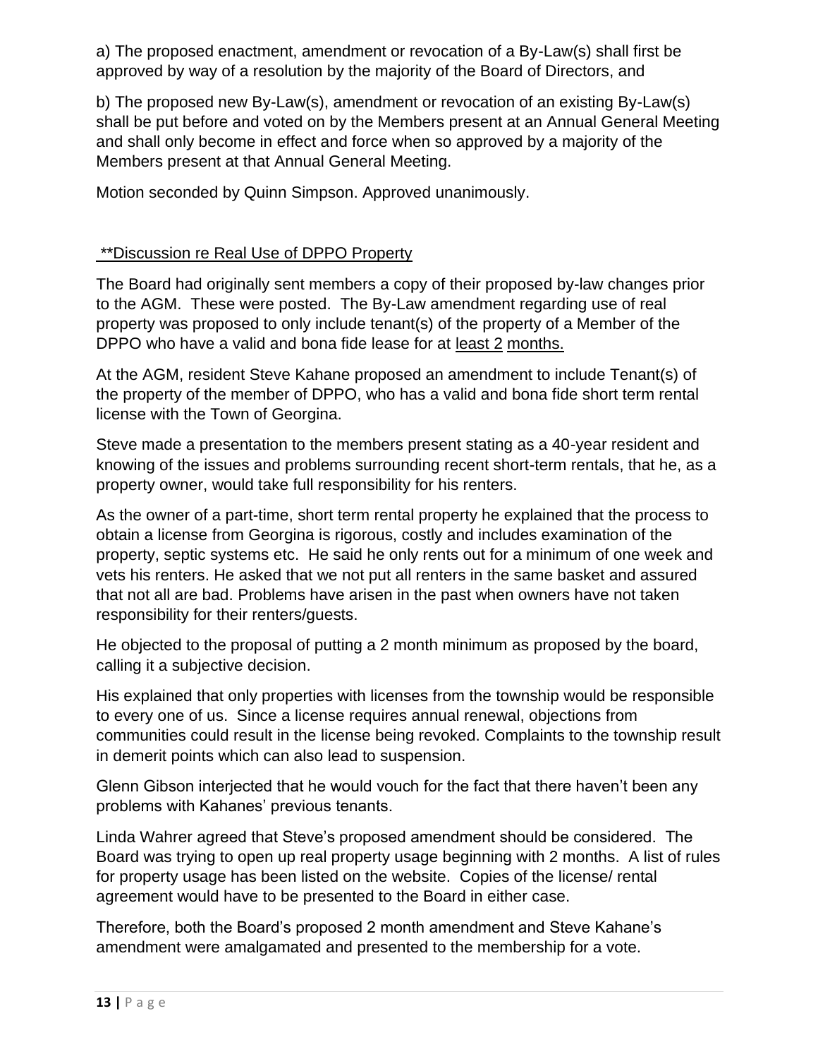a) The proposed enactment, amendment or revocation of a By-Law(s) shall first be approved by way of a resolution by the majority of the Board of Directors, and

b) The proposed new By-Law(s), amendment or revocation of an existing By-Law(s) shall be put before and voted on by the Members present at an Annual General Meeting and shall only become in effect and force when so approved by a majority of the Members present at that Annual General Meeting.

Motion seconded by Quinn Simpson. Approved unanimously.

**Discussion re Real Use of DPPO Property**

The Board had originally sent members a copy of their proposed by-law changes prior to the AGM. These were posted. The By-Law amendment regarding use of real property was proposed to only include tenant(s) of the property of a Member of the DPPO who have a valid and bona fide lease for at least 2 months.

At the AGM, resident Steve Kahane proposed an amendment to include Tenant(s) of the property of the member of DPPO, who has a valid and bona fide short term rental license with the Town of Georgina.

Steve made a presentation to the members present stating as a 40-year resident and knowing of the issues and problems surrounding recent short-term rentals, that he, as a property owner, would take full responsibility for his renters.

As the owner of a part-time, short term rental property he explained that the process to obtain a license from Georgina is rigorous, costly and includes examination of the property, septic systems etc. He said he only rents out for a minimum of one week and vets his renters. He asked that we not put all renters in the same basket and assured that not all are bad. Problems have arisen in the past when owners have not taken responsibility for their renters/guests.

He objected to the proposal of putting a 2 month minimum as proposed by the board, calling it a subjective decision.

His explained that only properties with licenses from the township would be responsible to every one of us. Since a license requires annual renewal, objections from communities could result in the license being revoked. Complaints to the township result in demerit points which can also lead to suspension.

Glenn Gibson interjected that he would vouch for the fact that there haven't been any problems with Kahanes' previous tenants.

Linda Wahrer agreed that Steve's proposed amendment should be considered. The Board was trying to open up real property usage beginning with 2 months. A list of rules for property usage has been listed on the website. Copies of the license/ rental agreement would have to be presented to the Board in either case.

Therefore, both the Board's proposed 2 month amendment and Steve Kahane's amendment were amalgamated and presented to the membership for a vote.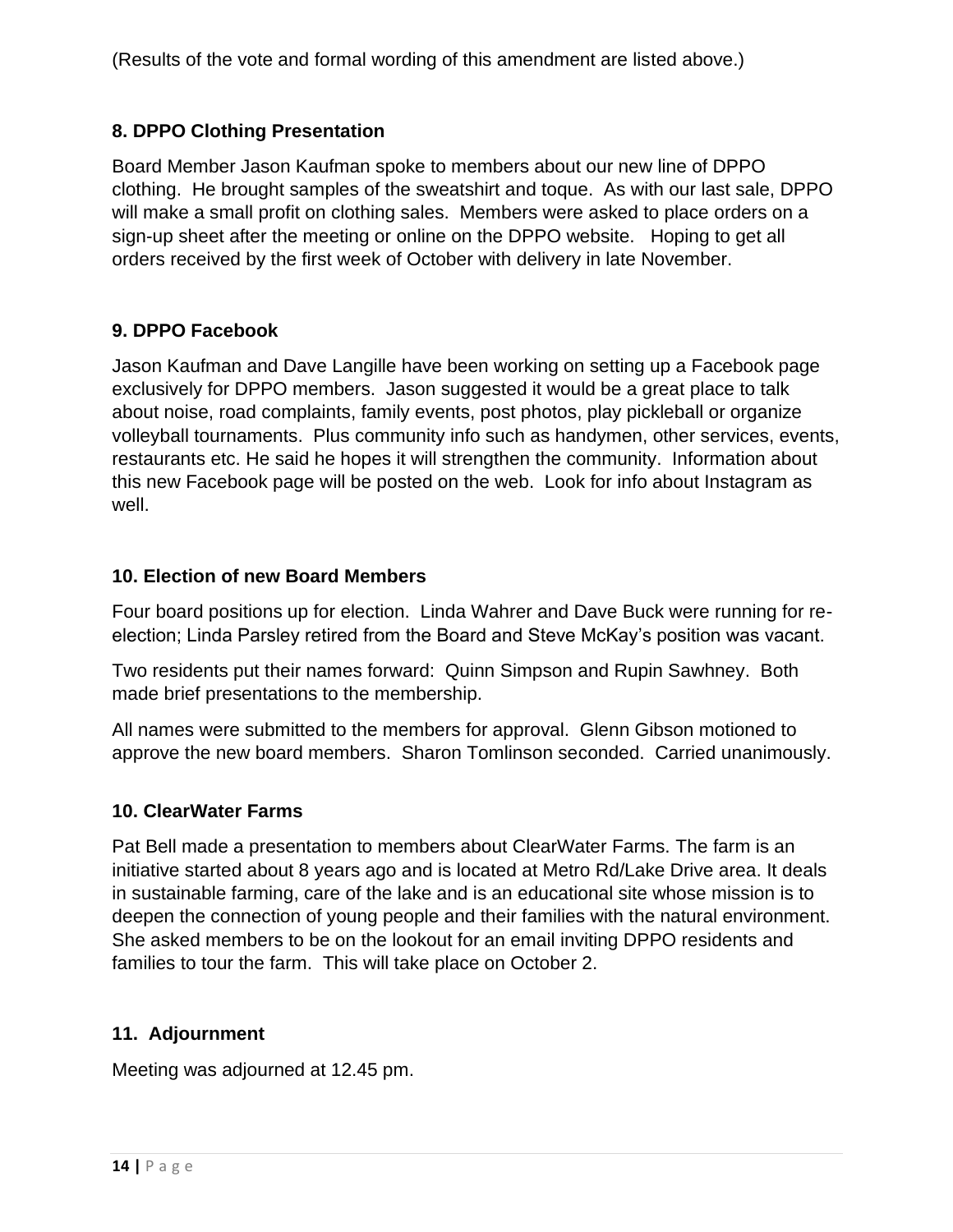(Results of the vote and formal wording of this amendment are listed above.)

### 8. DPPO Clothing Presentation

Board Member Jason Kaufman spoke to members about our new line of DPPO clothing. He brought samples of the sweatshirt and toque. As with our last sale, DPPO will make a small profit on clothing sales. Members were asked to place orders on a sign-up sheet after the meeting or online on the DPPO website. Hoping to get all orders received by the first week of October with delivery in late November.

### 9. DPPO Facebook

Jason Kaufman and Dave Langille have been working on setting up a Facebook page exclusively for DPPO members. Jason suggested it would be a great place to talk about noise, road complaints, family events, post photos, play pickleball or organize volleyball tournaments. Plus community info such as handymen, other services, events, restaurants etc. He said he hopes it will strengthen the community. Information about this new Facebook page will be posted on the web. Look for info about Instagram as well.

### 10. Election of new Board Members

Four board positions up for election. Linda Wahrer and Dave Buck were running for re-election; Linda Parsley retired from the Board and Steve McKay's position was vacant.

Two residents put their names forward: Quinn Simpson and Rupin Sawhney. Both made brief presentations to the membership.

All names were submitted to the members for approval. Glenn Gibson motioned to approve the new board members. Sharon Tomlinson seconded. Carried unanimously.

### 10. ClearWater Farms

Pat Bell made a presentation to members about ClearWater Farms. The farm is an initiative started about 8 years ago and is located at Metro Rd/Lake Drive area. It deals in sustainable farming, care of the lake and is an educational site whose mission is to deepen the connection of young people and their families with the natural environment. She asked members to be on the lookout for an email inviting DPPO residents and families to tour the farm. This will take place on October 2.

### 11. Adjournment

Meeting was adjourned at 12.45 pm.